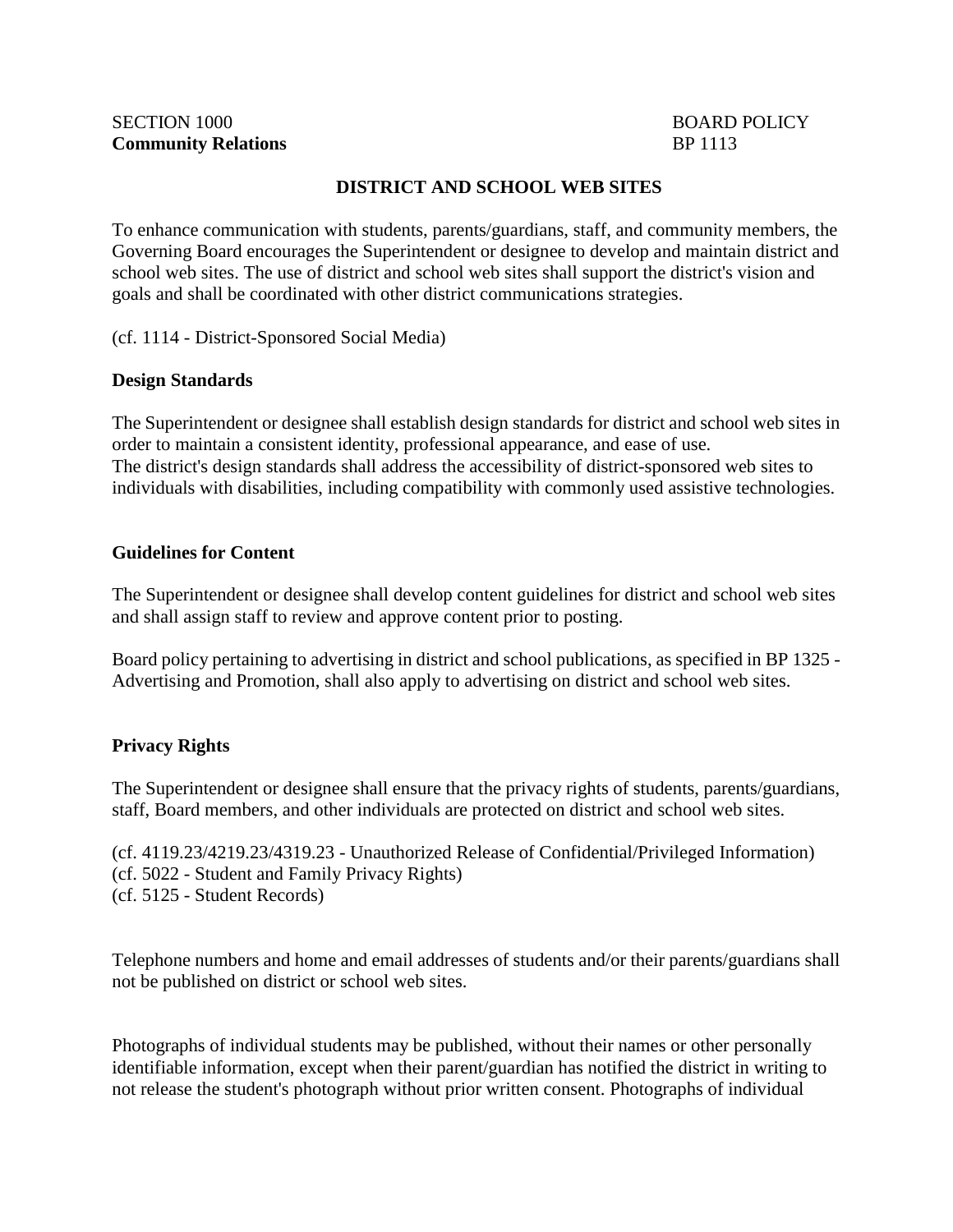SECTION 1000 BOARD POLICY
**Community Relations** BP 1113

# DISTRICT AND SCHOOL WEB SITES

To enhance communication with students, parents/guardians, staff, and community members, the Governing Board encourages the Superintendent or designee to develop and maintain district and school web sites. The use of district and school web sites shall support the district's vision and goals and shall be coordinated with other district communications strategies.

(cf. 1114 - District-Sponsored Social Media)

## Design Standards

The Superintendent or designee shall establish design standards for district and school web sites in order to maintain a consistent identity, professional appearance, and ease of use.
The district's design standards shall address the accessibility of district-sponsored web sites to individuals with disabilities, including compatibility with commonly used assistive technologies.

## Guidelines for Content

The Superintendent or designee shall develop content guidelines for district and school web sites and shall assign staff to review and approve content prior to posting.

Board policy pertaining to advertising in district and school publications, as specified in BP 1325 - Advertising and Promotion, shall also apply to advertising on district and school web sites.

## Privacy Rights

The Superintendent or designee shall ensure that the privacy rights of students, parents/guardians, staff, Board members, and other individuals are protected on district and school web sites.

(cf. 4119.23/4219.23/4319.23 - Unauthorized Release of Confidential/Privileged Information)
(cf. 5022 - Student and Family Privacy Rights)
(cf. 5125 - Student Records)

Telephone numbers and home and email addresses of students and/or their parents/guardians shall not be published on district or school web sites.

Photographs of individual students may be published, without their names or other personally identifiable information, except when their parent/guardian has notified the district in writing to not release the student's photograph without prior written consent. Photographs of individual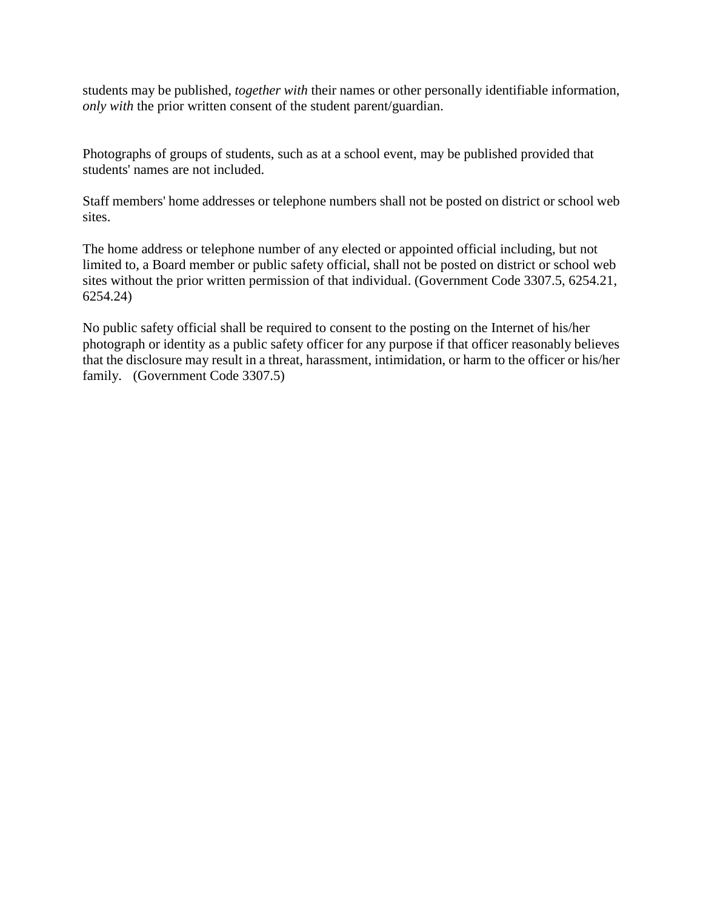students may be published, *together with* their names or other personally identifiable information, *only with* the prior written consent of the student parent/guardian.

Photographs of groups of students, such as at a school event, may be published provided that students' names are not included.

Staff members' home addresses or telephone numbers shall not be posted on district or school web sites.

The home address or telephone number of any elected or appointed official including, but not limited to, a Board member or public safety official, shall not be posted on district or school web sites without the prior written permission of that individual. (Government Code 3307.5, 6254.21, 6254.24)

No public safety official shall be required to consent to the posting on the Internet of his/her photograph or identity as a public safety officer for any purpose if that officer reasonably believes that the disclosure may result in a threat, harassment, intimidation, or harm to the officer or his/her family. (Government Code 3307.5)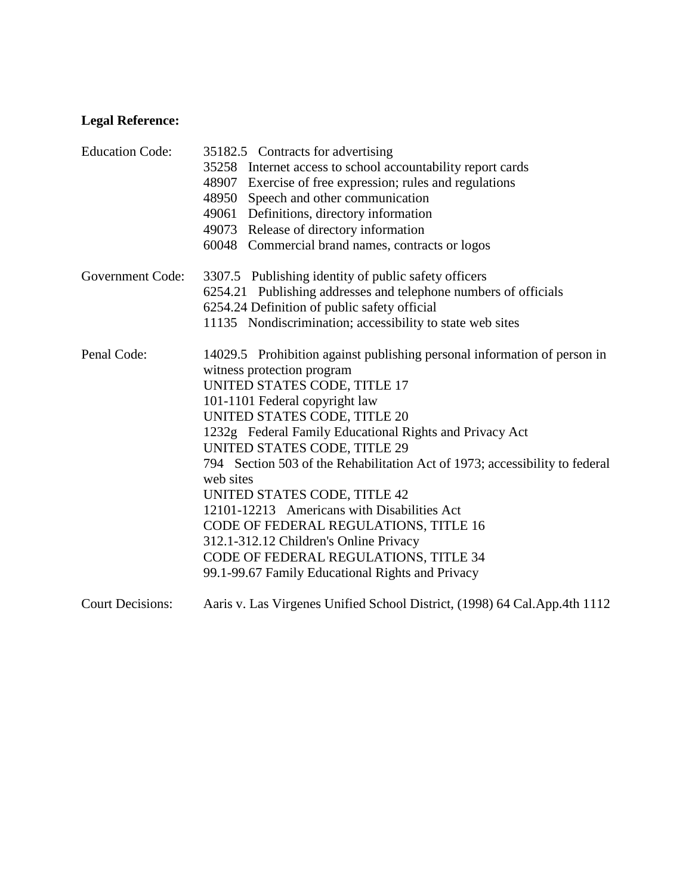**Legal Reference:**

| | |
|---|---|
| Education Code: | 35182.5 Contracts for advertising<br>35258 Internet access to school accountability report cards<br>48907 Exercise of free expression; rules and regulations<br>48950 Speech and other communication<br>49061 Definitions, directory information<br>49073 Release of directory information<br>60048 Commercial brand names, contracts or logos |
| Government Code: | 3307.5 Publishing identity of public safety officers<br>6254.21 Publishing addresses and telephone numbers of officials<br>6254.24 Definition of public safety official<br>11135 Nondiscrimination; accessibility to state web sites |
| Penal Code: | 14029.5 Prohibition against publishing personal information of person in witness protection program<br>UNITED STATES CODE, TITLE 17<br>101-1101 Federal copyright law<br>UNITED STATES CODE, TITLE 20<br>1232g Federal Family Educational Rights and Privacy Act<br>UNITED STATES CODE, TITLE 29<br>794 Section 503 of the Rehabilitation Act of 1973; accessibility to federal web sites<br>UNITED STATES CODE, TITLE 42<br>12101-12213 Americans with Disabilities Act<br>CODE OF FEDERAL REGULATIONS, TITLE 16<br>312.1-312.12 Children's Online Privacy<br>CODE OF FEDERAL REGULATIONS, TITLE 34<br>99.1-99.67 Family Educational Rights and Privacy |
| Court Decisions: | Aaris v. Las Virgenes Unified School District, (1998) 64 Cal.App.4th 1112 |